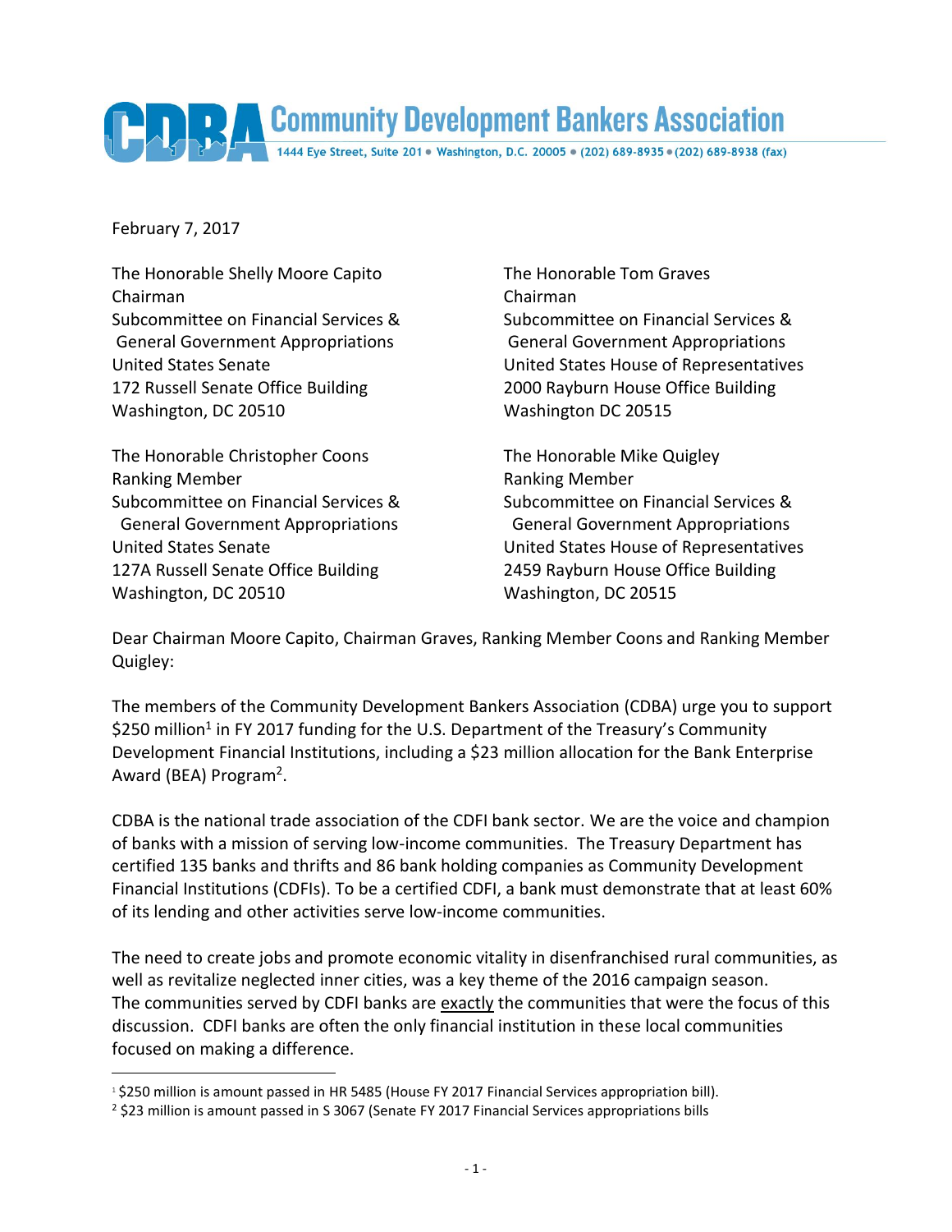# Community Development Bankers Association

1444 Eye Street, Suite 201 • Washington, D.C. 20005 • (202) 689-8935 • (202) 689-8938 (fax)

February 7, 2017

The Honorable Shelly Moore Capito
Chairman
Subcommittee on Financial Services & General Government Appropriations
United States Senate
172 Russell Senate Office Building
Washington, DC 20510

The Honorable Tom Graves
Chairman
Subcommittee on Financial Services & General Government Appropriations
United States House of Representatives
2000 Rayburn House Office Building
Washington DC 20515

The Honorable Christopher Coons
Ranking Member
Subcommittee on Financial Services & General Government Appropriations
United States Senate
127A Russell Senate Office Building
Washington, DC 20510

The Honorable Mike Quigley
Ranking Member
Subcommittee on Financial Services & General Government Appropriations
United States House of Representatives
2459 Rayburn House Office Building
Washington, DC 20515

Dear Chairman Moore Capito, Chairman Graves, Ranking Member Coons and Ranking Member Quigley:

The members of the Community Development Bankers Association (CDBA) urge you to support $250 million[1] in FY 2017 funding for the U.S. Department of the Treasury's Community Development Financial Institutions, including a $23 million allocation for the Bank Enterprise Award (BEA) Program[2].

CDBA is the national trade association of the CDFI bank sector. We are the voice and champion of banks with a mission of serving low-income communities. The Treasury Department has certified 135 banks and thrifts and 86 bank holding companies as Community Development Financial Institutions (CDFIs). To be a certified CDFI, a bank must demonstrate that at least 60% of its lending and other activities serve low-income communities.

The need to create jobs and promote economic vitality in disenfranchised rural communities, as well as revitalize neglected inner cities, was a key theme of the 2016 campaign season. The communities served by CDFI banks are <u>exactly</u> the communities that were the focus of this discussion. CDFI banks are often the only financial institution in these local communities focused on making a difference.

---

[1] $250 million is amount passed in HR 5485 (House FY 2017 Financial Services appropriation bill).

[2] $23 million is amount passed in S 3067 (Senate FY 2017 Financial Services appropriations bills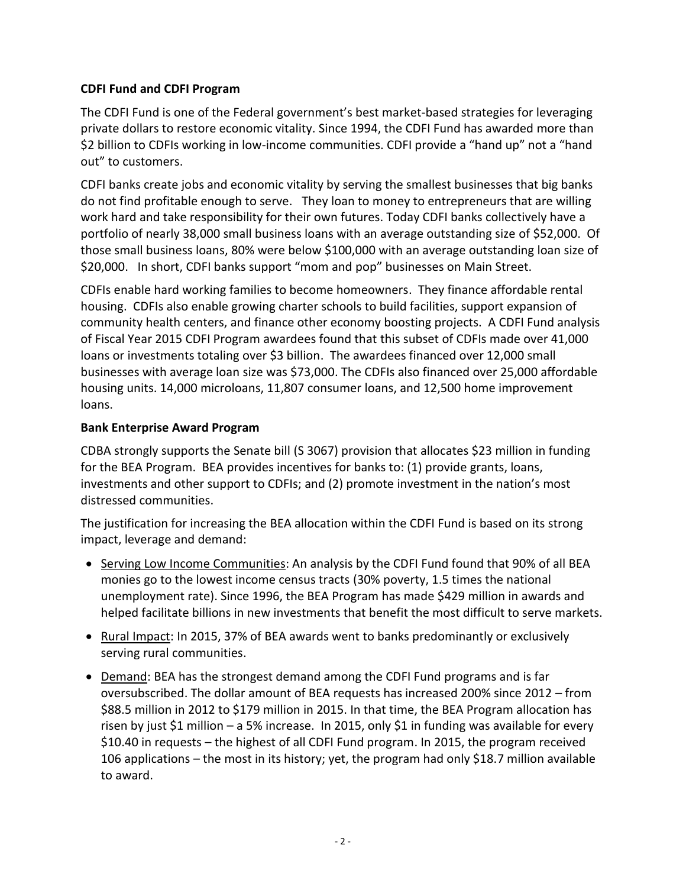**CDFI Fund and CDFI Program**

The CDFI Fund is one of the Federal government's best market-based strategies for leveraging private dollars to restore economic vitality. Since 1994, the CDFI Fund has awarded more than $2 billion to CDFIs working in low-income communities. CDFI provide a "hand up" not a "hand out" to customers.

CDFI banks create jobs and economic vitality by serving the smallest businesses that big banks do not find profitable enough to serve. They loan to money to entrepreneurs that are willing work hard and take responsibility for their own futures. Today CDFI banks collectively have a portfolio of nearly 38,000 small business loans with an average outstanding size of $52,000. Of those small business loans, 80% were below $100,000 with an average outstanding loan size of $20,000. In short, CDFI banks support "mom and pop" businesses on Main Street.

CDFIs enable hard working families to become homeowners. They finance affordable rental housing. CDFIs also enable growing charter schools to build facilities, support expansion of community health centers, and finance other economy boosting projects. A CDFI Fund analysis of Fiscal Year 2015 CDFI Program awardees found that this subset of CDFIs made over 41,000 loans or investments totaling over $3 billion. The awardees financed over 12,000 small businesses with average loan size was $73,000. The CDFIs also financed over 25,000 affordable housing units. 14,000 microloans, 11,807 consumer loans, and 12,500 home improvement loans.

**Bank Enterprise Award Program**

CDBA strongly supports the Senate bill (S 3067) provision that allocates $23 million in funding for the BEA Program. BEA provides incentives for banks to: (1) provide grants, loans, investments and other support to CDFIs; and (2) promote investment in the nation's most distressed communities.

The justification for increasing the BEA allocation within the CDFI Fund is based on its strong impact, leverage and demand:

- Serving Low Income Communities: An analysis by the CDFI Fund found that 90% of all BEA monies go to the lowest income census tracts (30% poverty, 1.5 times the national unemployment rate). Since 1996, the BEA Program has made $429 million in awards and helped facilitate billions in new investments that benefit the most difficult to serve markets.
- Rural Impact: In 2015, 37% of BEA awards went to banks predominantly or exclusively serving rural communities.
- Demand: BEA has the strongest demand among the CDFI Fund programs and is far oversubscribed. The dollar amount of BEA requests has increased 200% since 2012 – from $88.5 million in 2012 to $179 million in 2015. In that time, the BEA Program allocation has risen by just $1 million – a 5% increase. In 2015, only $1 in funding was available for every $10.40 in requests – the highest of all CDFI Fund program. In 2015, the program received 106 applications – the most in its history; yet, the program had only $18.7 million available to award.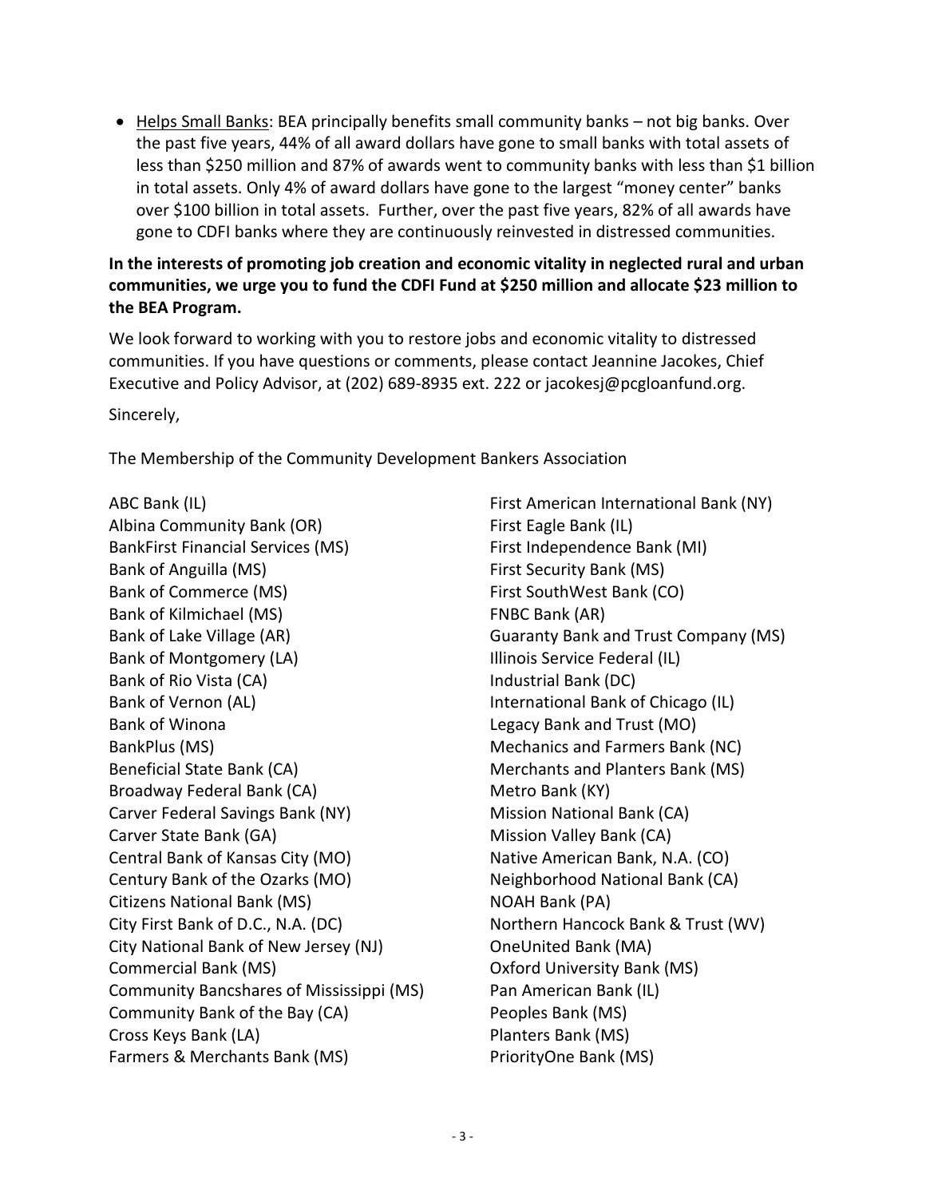- Helps Small Banks: BEA principally benefits small community banks – not big banks. Over the past five years, 44% of all award dollars have gone to small banks with total assets of less than $250 million and 87% of awards went to community banks with less than $1 billion in total assets. Only 4% of award dollars have gone to the largest "money center" banks over $100 billion in total assets. Further, over the past five years, 82% of all awards have gone to CDFI banks where they are continuously reinvested in distressed communities.

**In the interests of promoting job creation and economic vitality in neglected rural and urban communities, we urge you to fund the CDFI Fund at $250 million and allocate $23 million to the BEA Program.**

We look forward to working with you to restore jobs and economic vitality to distressed communities. If you have questions or comments, please contact Jeannine Jacokes, Chief Executive and Policy Advisor, at (202) 689-8935 ext. 222 or jacokesj@pcgloanfund.org.

Sincerely,

The Membership of the Community Development Bankers Association

ABC Bank (IL)
Albina Community Bank (OR)
BankFirst Financial Services (MS)
Bank of Anguilla (MS)
Bank of Commerce (MS)
Bank of Kilmichael (MS)
Bank of Lake Village (AR)
Bank of Montgomery (LA)
Bank of Rio Vista (CA)
Bank of Vernon (AL)
Bank of Winona
BankPlus (MS)
Beneficial State Bank (CA)
Broadway Federal Bank (CA)
Carver Federal Savings Bank (NY)
Carver State Bank (GA)
Central Bank of Kansas City (MO)
Century Bank of the Ozarks (MO)
Citizens National Bank (MS)
City First Bank of D.C., N.A. (DC)
City National Bank of New Jersey (NJ)
Commercial Bank (MS)
Community Bancshares of Mississippi (MS)
Community Bank of the Bay (CA)
Cross Keys Bank (LA)
Farmers & Merchants Bank (MS)
First American International Bank (NY)
First Eagle Bank (IL)
First Independence Bank (MI)
First Security Bank (MS)
First SouthWest Bank (CO)
FNBC Bank (AR)
Guaranty Bank and Trust Company (MS)
Illinois Service Federal (IL)
Industrial Bank (DC)
International Bank of Chicago (IL)
Legacy Bank and Trust (MO)
Mechanics and Farmers Bank (NC)
Merchants and Planters Bank (MS)
Metro Bank (KY)
Mission National Bank (CA)
Mission Valley Bank (CA)
Native American Bank, N.A. (CO)
Neighborhood National Bank (CA)
NOAH Bank (PA)
Northern Hancock Bank & Trust (WV)
OneUnited Bank (MA)
Oxford University Bank (MS)
Pan American Bank (IL)
Peoples Bank (MS)
Planters Bank (MS)
PriorityOne Bank (MS)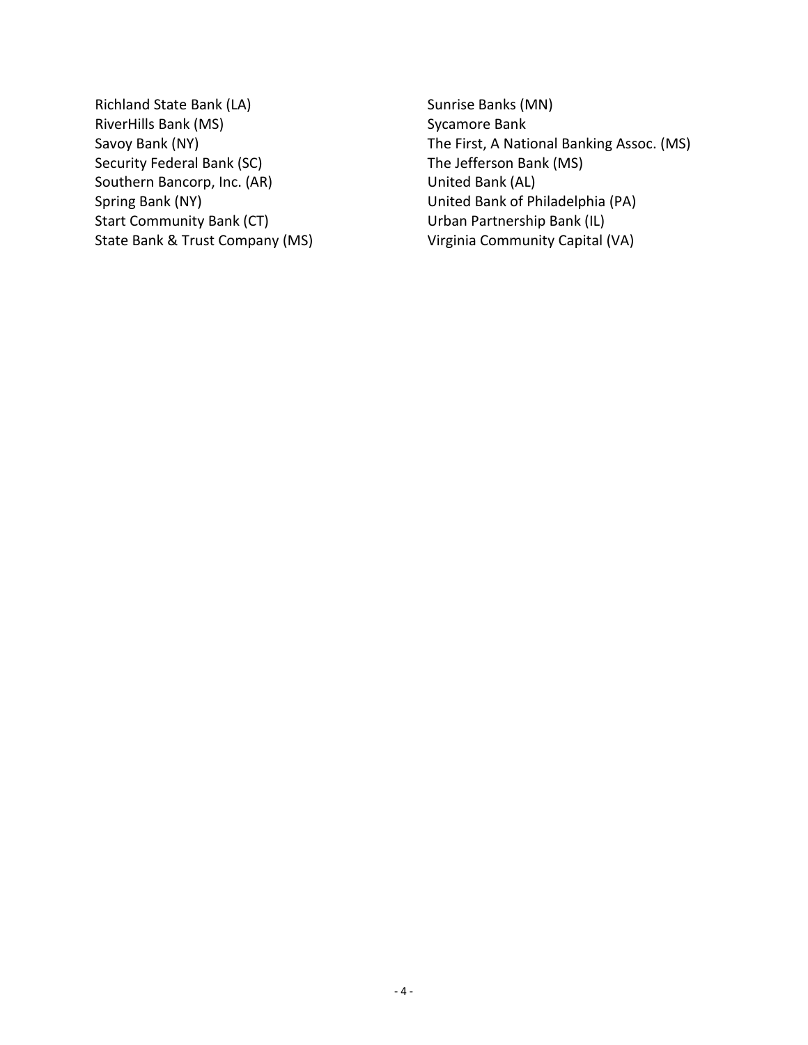Richland State Bank (LA)
RiverHills Bank (MS)
Savoy Bank (NY)
Security Federal Bank (SC)
Southern Bancorp, Inc. (AR)
Spring Bank (NY)
Start Community Bank (CT)
State Bank & Trust Company (MS)
Sunrise Banks (MN)
Sycamore Bank
The First, A National Banking Assoc. (MS)
The Jefferson Bank (MS)
United Bank (AL)
United Bank of Philadelphia (PA)
Urban Partnership Bank (IL)
Virginia Community Capital (VA)